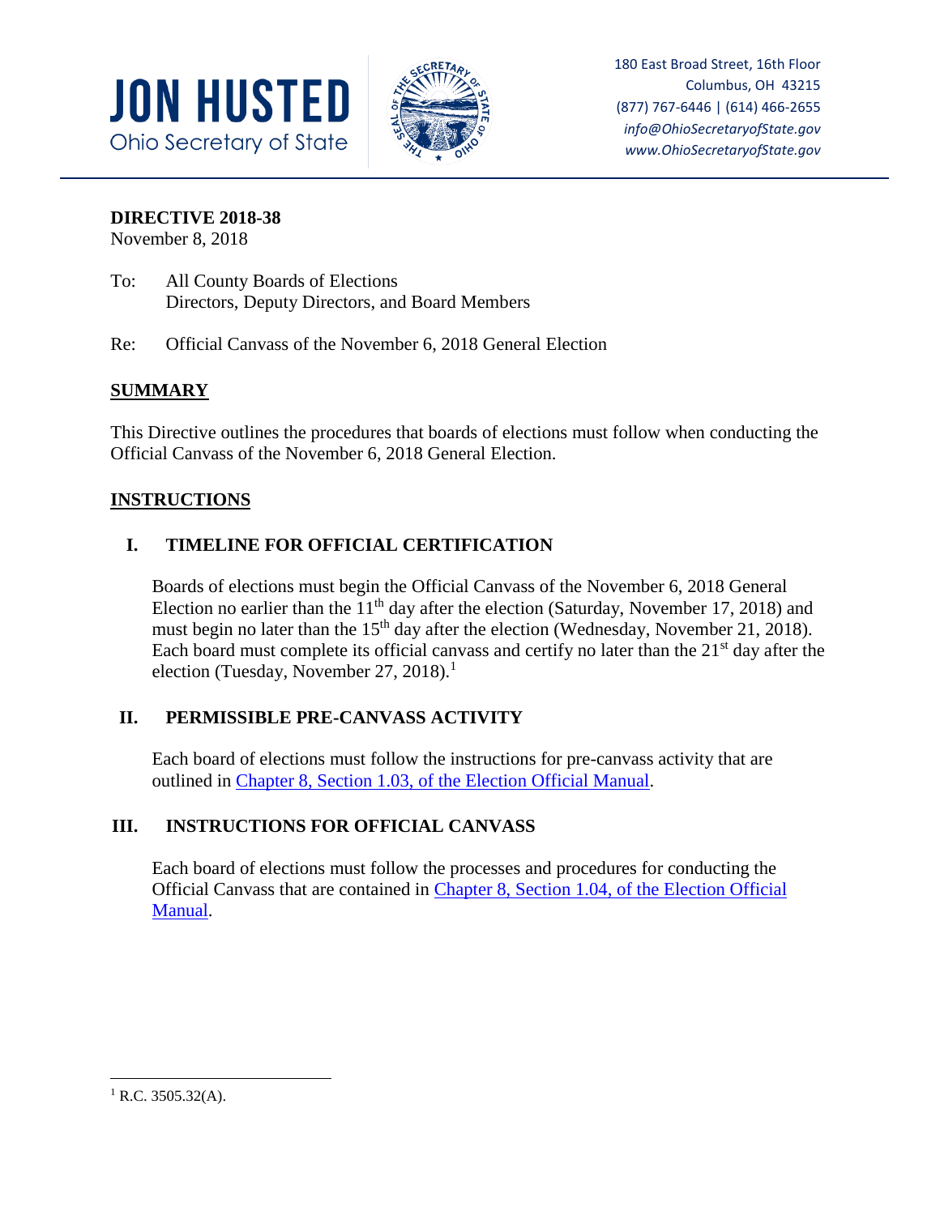**JON HUSTED**
Ohio Secretary of State

180 East Broad Street, 16th Floor
Columbus, OH 43215
(877) 767-6446 | (614) 466-2655
*info@OhioSecretaryofState.gov*
*www.OhioSecretaryofState.gov*

**DIRECTIVE 2018-38**
November 8, 2018

To: All County Boards of Elections
Directors, Deputy Directors, and Board Members

Re: Official Canvass of the November 6, 2018 General Election

## SUMMARY

This Directive outlines the procedures that boards of elections must follow when conducting the Official Canvass of the November 6, 2018 General Election.

## INSTRUCTIONS

### I. TIMELINE FOR OFFICIAL CERTIFICATION

Boards of elections must begin the Official Canvass of the November 6, 2018 General Election no earlier than the 11th day after the election (Saturday, November 17, 2018) and must begin no later than the 15th day after the election (Wednesday, November 21, 2018). Each board must complete its official canvass and certify no later than the 21st day after the election (Tuesday, November 27, 2018).[1]

### II. PERMISSIBLE PRE-CANVASS ACTIVITY

Each board of elections must follow the instructions for pre-canvass activity that are outlined in Chapter 8, Section 1.03, of the Election Official Manual.

### III. INSTRUCTIONS FOR OFFICIAL CANVASS

Each board of elections must follow the processes and procedures for conducting the Official Canvass that are contained in Chapter 8, Section 1.04, of the Election Official Manual.

---

[1] R.C. 3505.32(A).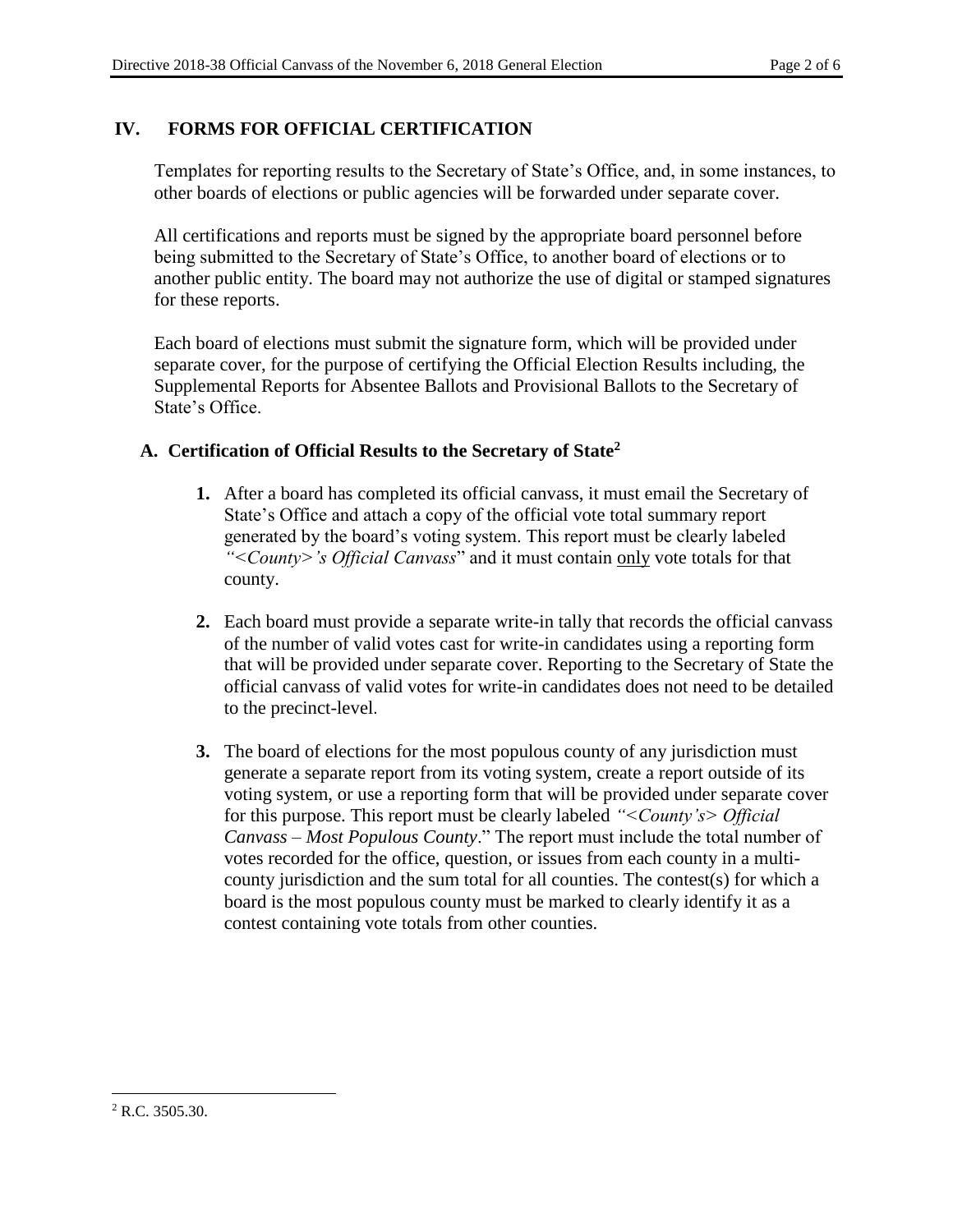## IV. FORMS FOR OFFICIAL CERTIFICATION

Templates for reporting results to the Secretary of State's Office, and, in some instances, to other boards of elections or public agencies will be forwarded under separate cover.

All certifications and reports must be signed by the appropriate board personnel before being submitted to the Secretary of State's Office, to another board of elections or to another public entity. The board may not authorize the use of digital or stamped signatures for these reports.

Each board of elections must submit the signature form, which will be provided under separate cover, for the purpose of certifying the Official Election Results including, the Supplemental Reports for Absentee Ballots and Provisional Ballots to the Secretary of State's Office.

### A. Certification of Official Results to the Secretary of State[2]

1. After a board has completed its official canvass, it must email the Secretary of State's Office and attach a copy of the official vote total summary report generated by the board's voting system. This report must be clearly labeled *"<County>'s Official Canvass*" and it must contain only vote totals for that county.

2. Each board must provide a separate write-in tally that records the official canvass of the number of valid votes cast for write-in candidates using a reporting form that will be provided under separate cover. Reporting to the Secretary of State the official canvass of valid votes for write-in candidates does not need to be detailed to the precinct-level.

3. The board of elections for the most populous county of any jurisdiction must generate a separate report from its voting system, create a report outside of its voting system, or use a reporting form that will be provided under separate cover for this purpose. This report must be clearly labeled *"<County's> Official Canvass – Most Populous County*." The report must include the total number of votes recorded for the office, question, or issues from each county in a multi-county jurisdiction and the sum total for all counties. The contest(s) for which a board is the most populous county must be marked to clearly identify it as a contest containing vote totals from other counties.

---

[2] R.C. 3505.30.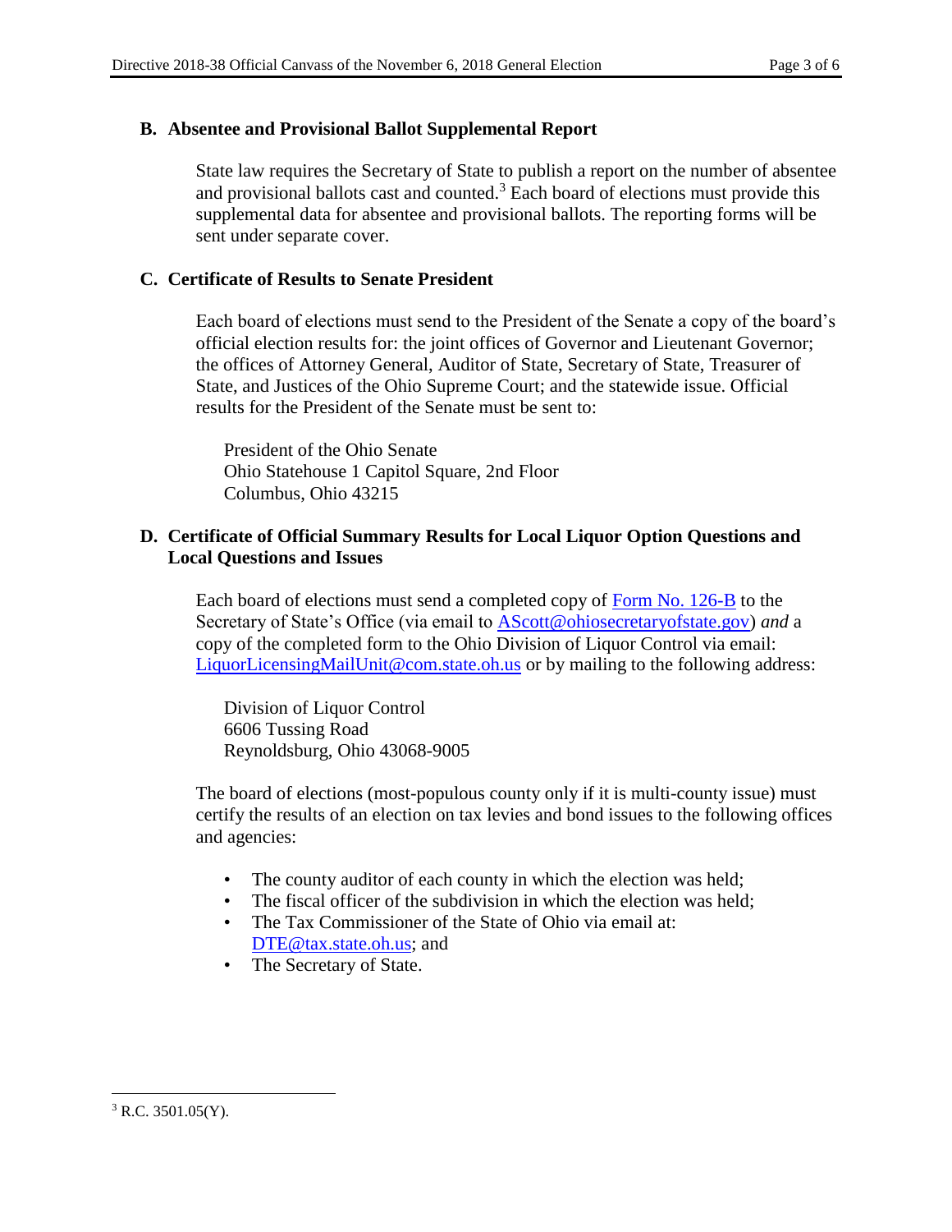### B. Absentee and Provisional Ballot Supplemental Report

State law requires the Secretary of State to publish a report on the number of absentee and provisional ballots cast and counted.[3] Each board of elections must provide this supplemental data for absentee and provisional ballots. The reporting forms will be sent under separate cover.

### C. Certificate of Results to Senate President

Each board of elections must send to the President of the Senate a copy of the board's official election results for: the joint offices of Governor and Lieutenant Governor; the offices of Attorney General, Auditor of State, Secretary of State, Treasurer of State, and Justices of the Ohio Supreme Court; and the statewide issue. Official results for the President of the Senate must be sent to:

President of the Ohio Senate
Ohio Statehouse 1 Capitol Square, 2nd Floor
Columbus, Ohio 43215

### D. Certificate of Official Summary Results for Local Liquor Option Questions and Local Questions and Issues

Each board of elections must send a completed copy of Form No. 126-B to the Secretary of State's Office (via email to AScott@ohiosecretaryofstate.gov) *and* a copy of the completed form to the Ohio Division of Liquor Control via email: LiquorLicensingMailUnit@com.state.oh.us or by mailing to the following address:

Division of Liquor Control
6606 Tussing Road
Reynoldsburg, Ohio 43068-9005

The board of elections (most-populous county only if it is multi-county issue) must certify the results of an election on tax levies and bond issues to the following offices and agencies:

- The county auditor of each county in which the election was held;
- The fiscal officer of the subdivision in which the election was held;
- The Tax Commissioner of the State of Ohio via email at: DTE@tax.state.oh.us; and
- The Secretary of State.

---

[3] R.C. 3501.05(Y).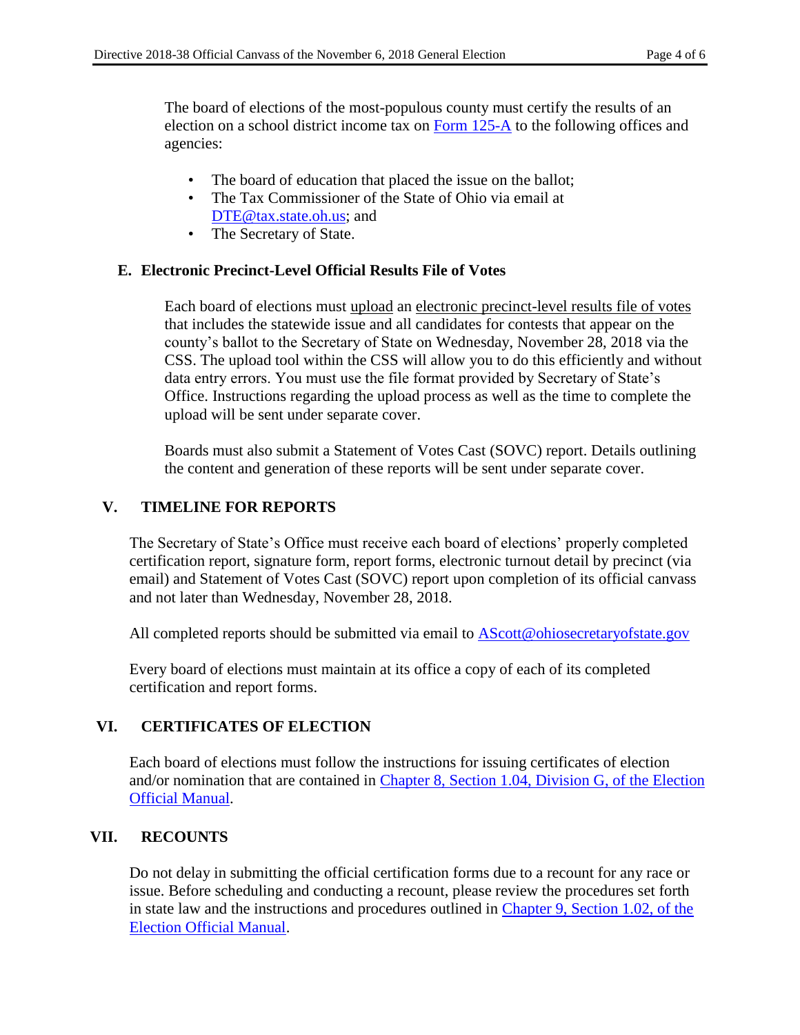The board of elections of the most-populous county must certify the results of an election on a school district income tax on Form 125-A to the following offices and agencies:

- The board of education that placed the issue on the ballot;
- The Tax Commissioner of the State of Ohio via email at DTE@tax.state.oh.us; and
- The Secretary of State.

### E. Electronic Precinct-Level Official Results File of Votes

Each board of elections must upload an electronic precinct-level results file of votes that includes the statewide issue and all candidates for contests that appear on the county's ballot to the Secretary of State on Wednesday, November 28, 2018 via the CSS. The upload tool within the CSS will allow you to do this efficiently and without data entry errors. You must use the file format provided by Secretary of State's Office. Instructions regarding the upload process as well as the time to complete the upload will be sent under separate cover.

Boards must also submit a Statement of Votes Cast (SOVC) report. Details outlining the content and generation of these reports will be sent under separate cover.

## V. TIMELINE FOR REPORTS

The Secretary of State's Office must receive each board of elections' properly completed certification report, signature form, report forms, electronic turnout detail by precinct (via email) and Statement of Votes Cast (SOVC) report upon completion of its official canvass and not later than Wednesday, November 28, 2018.

All completed reports should be submitted via email to AScott@ohiosecretaryofstate.gov

Every board of elections must maintain at its office a copy of each of its completed certification and report forms.

## VI. CERTIFICATES OF ELECTION

Each board of elections must follow the instructions for issuing certificates of election and/or nomination that are contained in Chapter 8, Section 1.04, Division G, of the Election Official Manual.

## VII. RECOUNTS

Do not delay in submitting the official certification forms due to a recount for any race or issue. Before scheduling and conducting a recount, please review the procedures set forth in state law and the instructions and procedures outlined in Chapter 9, Section 1.02, of the Election Official Manual.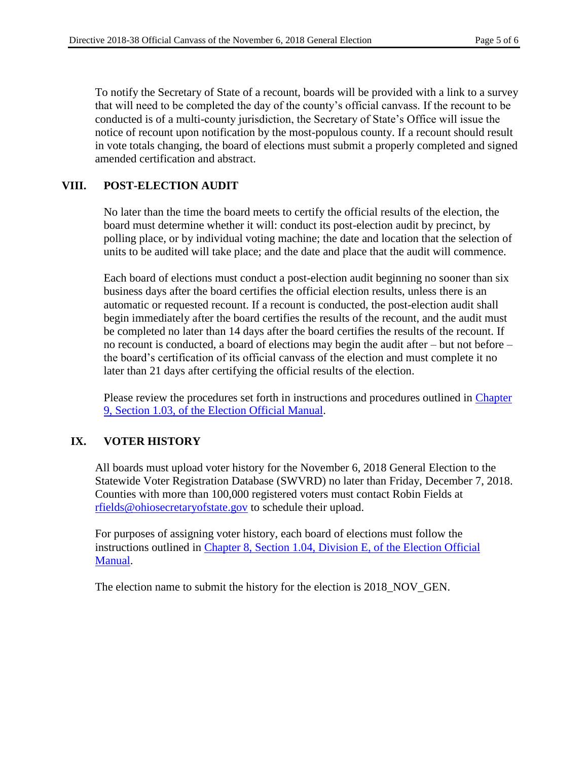To notify the Secretary of State of a recount, boards will be provided with a link to a survey that will need to be completed the day of the county's official canvass. If the recount to be conducted is of a multi-county jurisdiction, the Secretary of State's Office will issue the notice of recount upon notification by the most-populous county. If a recount should result in vote totals changing, the board of elections must submit a properly completed and signed amended certification and abstract.

## VIII. POST-ELECTION AUDIT

No later than the time the board meets to certify the official results of the election, the board must determine whether it will: conduct its post-election audit by precinct, by polling place, or by individual voting machine; the date and location that the selection of units to be audited will take place; and the date and place that the audit will commence.

Each board of elections must conduct a post-election audit beginning no sooner than six business days after the board certifies the official election results, unless there is an automatic or requested recount. If a recount is conducted, the post-election audit shall begin immediately after the board certifies the results of the recount, and the audit must be completed no later than 14 days after the board certifies the results of the recount. If no recount is conducted, a board of elections may begin the audit after – but not before – the board's certification of its official canvass of the election and must complete it no later than 21 days after certifying the official results of the election.

Please review the procedures set forth in instructions and procedures outlined in Chapter 9, Section 1.03, of the Election Official Manual.

## IX. VOTER HISTORY

All boards must upload voter history for the November 6, 2018 General Election to the Statewide Voter Registration Database (SWVRD) no later than Friday, December 7, 2018. Counties with more than 100,000 registered voters must contact Robin Fields at rfields@ohiosecretaryofstate.gov to schedule their upload.

For purposes of assigning voter history, each board of elections must follow the instructions outlined in Chapter 8, Section 1.04, Division E, of the Election Official Manual.

The election name to submit the history for the election is 2018_NOV_GEN.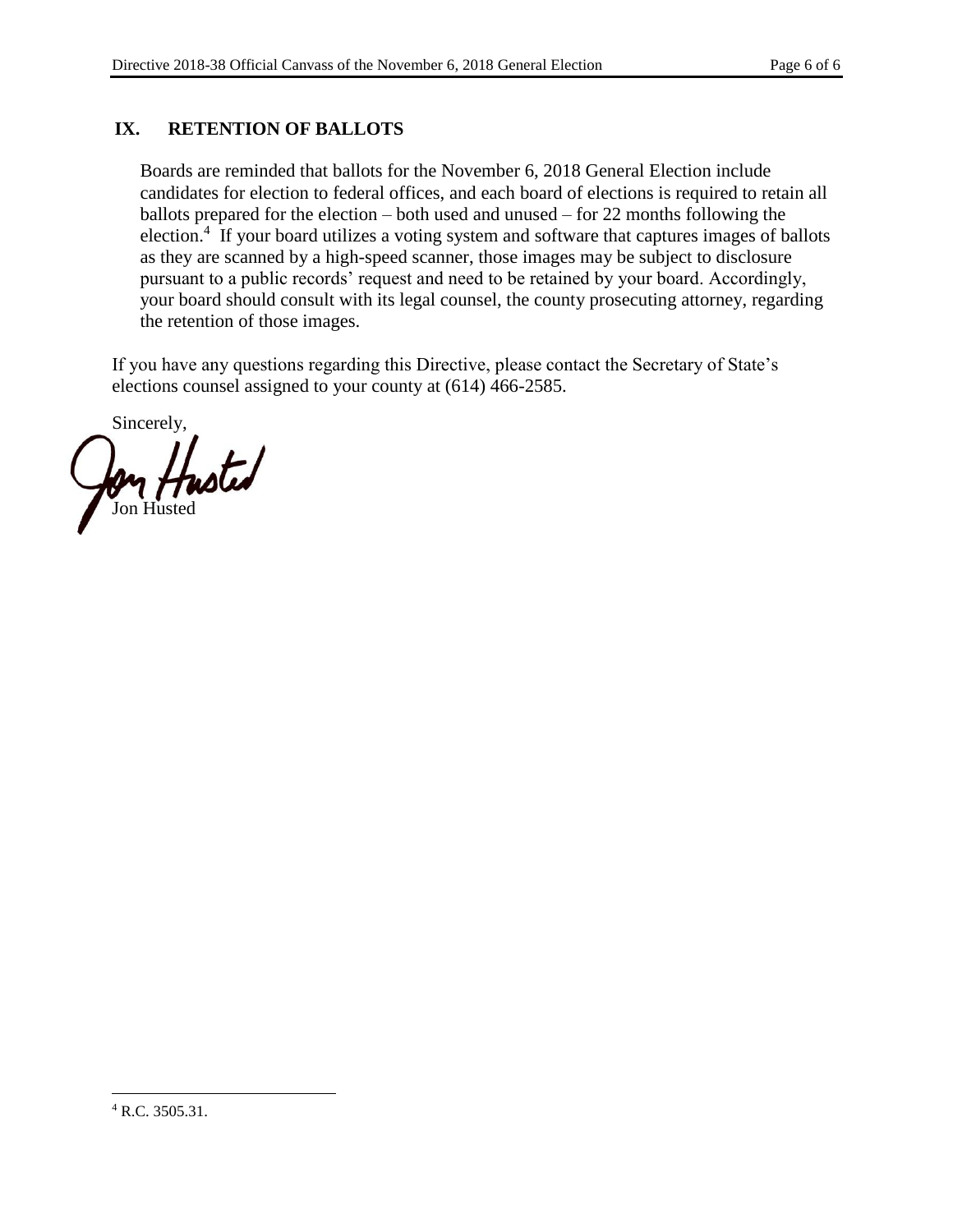## IX. RETENTION OF BALLOTS

Boards are reminded that ballots for the November 6, 2018 General Election include candidates for election to federal offices, and each board of elections is required to retain all ballots prepared for the election – both used and unused – for 22 months following the election.[4] If your board utilizes a voting system and software that captures images of ballots as they are scanned by a high-speed scanner, those images may be subject to disclosure pursuant to a public records' request and need to be retained by your board. Accordingly, your board should consult with its legal counsel, the county prosecuting attorney, regarding the retention of those images.

If you have any questions regarding this Directive, please contact the Secretary of State's elections counsel assigned to your county at (614) 466-2585.

Sincerely,

Jon Husted

---

[4] R.C. 3505.31.